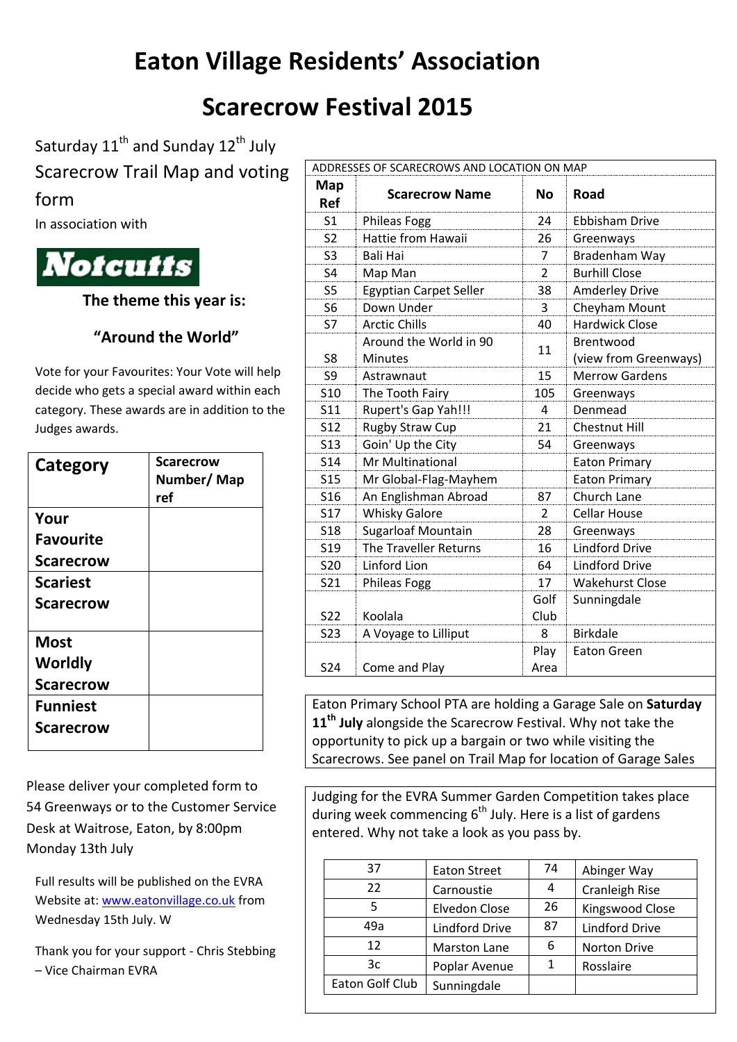# Eaton Village Residents' Association

# Scarecrow Festival 2015

Saturday 11th and Sunday 12th July

Scarecrow Trail Map and voting form

In association with

**Notcutts**

**The theme this year is:**

**"Around the World"**

Vote for your Favourites: Your Vote will help decide who gets a special award within each category. These awards are in addition to the Judges awards.

| Category | Scarecrow Number/ Map ref |
|---|---|
| **Your Favourite Scarecrow** | |
| **Scariest Scarecrow** | |
| **Most Worldly Scarecrow** | |
| **Funniest Scarecrow** | |

Please deliver your completed form to 54 Greenways or to the Customer Service Desk at Waitrose, Eaton, by 8:00pm Monday 13th July

Full results will be published on the EVRA Website at: www.eatonvillage.co.uk from Wednesday 15th July. W

Thank you for your support - Chris Stebbing – Vice Chairman EVRA

ADDRESSES OF SCARECROWS AND LOCATION ON MAP

| Map Ref | Scarecrow Name | No | Road |
|---|---|---|---|
| S1 | Phileas Fogg | 24 | Ebbisham Drive |
| S2 | Hattie from Hawaii | 26 | Greenways |
| S3 | Bali Hai | 7 | Bradenham Way |
| S4 | Map Man | 2 | Burhill Close |
| S5 | Egyptian Carpet Seller | 38 | Amderley Drive |
| S6 | Down Under | 3 | Cheyham Mount |
| S7 | Arctic Chills | 40 | Hardwick Close |
| S8 | Around the World in 90 Minutes | 11 | Brentwood (view from Greenways) |
| S9 | Astrawnaut | 15 | Merrow Gardens |
| S10 | The Tooth Fairy | 105 | Greenways |
| S11 | Rupert's Gap Yah!!! | 4 | Denmead |
| S12 | Rugby Straw Cup | 21 | Chestnut Hill |
| S13 | Goin' Up the City | 54 | Greenways |
| S14 | Mr Multinational | | Eaton Primary |
| S15 | Mr Global-Flag-Mayhem | | Eaton Primary |
| S16 | An Englishman Abroad | 87 | Church Lane |
| S17 | Whisky Galore | 2 | Cellar House |
| S18 | Sugarloaf Mountain | 28 | Greenways |
| S19 | The Traveller Returns | 16 | Lindford Drive |
| S20 | Linford Lion | 64 | Lindford Drive |
| S21 | Phileas Fogg | 17 | Wakehurst Close |
| S22 | Koolala | Golf Club | Sunningdale |
| S23 | A Voyage to Lilliput | 8 | Birkdale |
| S24 | Come and Play | Play Area | Eaton Green |

Eaton Primary School PTA are holding a Garage Sale on **Saturday 11th July** alongside the Scarecrow Festival. Why not take the opportunity to pick up a bargain or two while visiting the Scarecrows. See panel on Trail Map for location of Garage Sales

Judging for the EVRA Summer Garden Competition takes place during week commencing 6th July. Here is a list of gardens entered. Why not take a look as you pass by.

| | | | |
|---|---|---|---|
| 37 | Eaton Street | 74 | Abinger Way |
| 22 | Carnoustie | 4 | Cranleigh Rise |
| 5 | Elvedon Close | 26 | Kingswood Close |
| 49a | Lindford Drive | 87 | Lindford Drive |
| 12 | Marston Lane | 6 | Norton Drive |
| 3c | Poplar Avenue | 1 | Rosslaire |
| Eaton Golf Club | Sunningdale | | |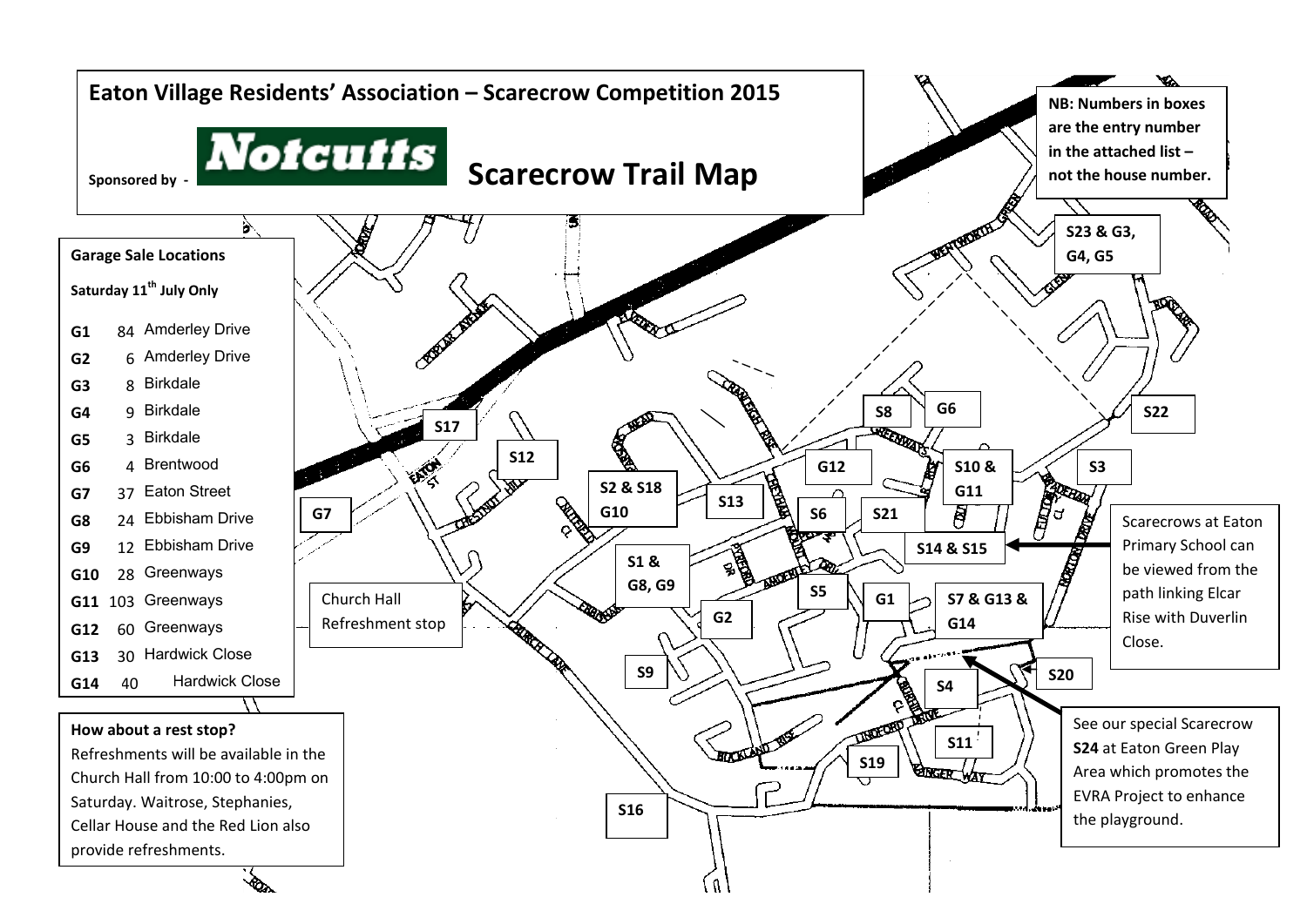# Eaton Village Residents' Association – Scarecrow Competition 2015

Sponsored by - Notcutts

## Scarecrow Trail Map

**NB: Numbers in boxes are the entry number in the attached list – not the house number.**

**Garage Sale Locations**

**Saturday 11th July Only**

| | | |
|---|---|---|
| **G1** | 84 | Amderley Drive |
| **G2** | 6 | Amderley Drive |
| **G3** | 8 | Birkdale |
| **G4** | 9 | Birkdale |
| **G5** | 3 | Birkdale |
| **G6** | 4 | Brentwood |
| **G7** | 37 | Eaton Street |
| **G8** | 24 | Ebbisham Drive |
| **G9** | 12 | Ebbisham Drive |
| **G10** | 28 | Greenways |
| **G11** | 103 | Greenways |
| **G12** | 60 | Greenways |
| **G13** | 30 | Hardwick Close |
| **G14** | 40 | Hardwick Close |

**How about a rest stop?**
Refreshments will be available in the Church Hall from 10:00 to 4:00pm on Saturday. Waitrose, Stephanies, Cellar House and the Red Lion also provide refreshments.

Church Hall Refreshment stop

Scarecrows at Eaton Primary School can be viewed from the path linking Elcar Rise with Duverlin Close.

See our special Scarecrow **S24** at Eaton Green Play Area which promotes the EVRA Project to enhance the playground.

**S23 & G3, G4, G5**

**S22**

**S8**

**G6**

**S17**

**S12**

**S2 & S18 G10**

**S13**

**G12**

**S10 & G11**

**S3**

**G7**

**S6**

**S21**

**S14 & S15**

**S1 & G8, G9**

**S5**

**G1**

**S7 & G13 & G14**

**G2**

**S9**

**S4**

**S20**

**S11**

**S19**

**S16**

Wentworth Green, Glen, Poplar Avenue, Eden Cl, Road, Roslane, Cranleigh Rise, Greenways, Meadow, Eaton St, Chestnut Hill, Nutfield Cl, Cheyham, Mount, Duverlin, Fulton Cl, Hunstanton, Ebbisham, Pyrford Dr, Amderley, Norton Drive, Church Lane, Blackland Rise, Lindford, Hurlingham Drive, Ginger Way, Road